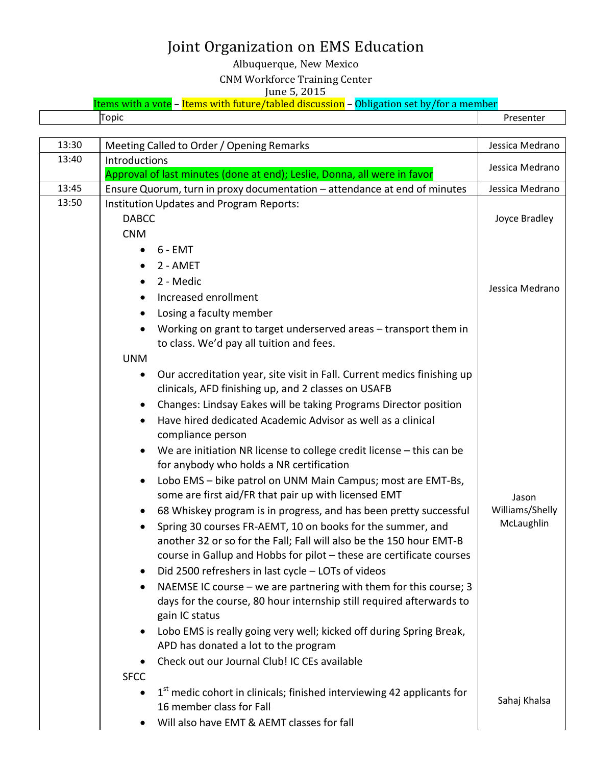# Joint Organization on EMS Education

Albuquerque, New Mexico

CNM Workforce Training Center

June 5, 2015

Items with a vote – Items with future/tabled discussion – Obligation set by/for a member

| | Topic | Presenter |
|---|---|---|
| 13:30 | Meeting Called to Order / Opening Remarks | Jessica Medrano |
| 13:40 | Introductions<br>Approval of last minutes (done at end); Leslie, Donna, all were in favor | Jessica Medrano |
| 13:45 | Ensure Quorum, turn in proxy documentation – attendance at end of minutes | Jessica Medrano |
| 13:50 | Institution Updates and Program Reports:<br>DABCC | Joyce Bradley |
| | CNM<br>• 6 - EMT<br>• 2 - AMET<br>• 2 - Medic<br>• Increased enrollment<br>• Losing a faculty member<br>• Working on grant to target underserved areas – transport them in to class. We'd pay all tuition and fees. | Jessica Medrano |
| | UNM<br>• Our accreditation year, site visit in Fall. Current medics finishing up clinicals, AFD finishing up, and 2 classes on USAFB<br>• Changes: Lindsay Eakes will be taking Programs Director position<br>• Have hired dedicated Academic Advisor as well as a clinical compliance person<br>• We are initiation NR license to college credit license – this can be for anybody who holds a NR certification<br>• Lobo EMS – bike patrol on UNM Main Campus; most are EMT-Bs, some are first aid/FR that pair up with licensed EMT<br>• 68 Whiskey program is in progress, and has been pretty successful<br>• Spring 30 courses FR-AEMT, 10 on books for the summer, and another 32 or so for the Fall; Fall will also be the 150 hour EMT-B course in Gallup and Hobbs for pilot – these are certificate courses<br>• Did 2500 refreshers in last cycle – LOTs of videos<br>• NAEMSE IC course – we are partnering with them for this course; 3 days for the course, 80 hour internship still required afterwards to gain IC status<br>• Lobo EMS is really going very well; kicked off during Spring Break, APD has donated a lot to the program<br>• Check out our Journal Club! IC CEs available | Jason Williams/Shelly McLaughlin |
| | SFCC<br>• 1st medic cohort in clinicals; finished interviewing 42 applicants for 16 member class for Fall<br>• Will also have EMT & AEMT classes for fall | Sahaj Khalsa |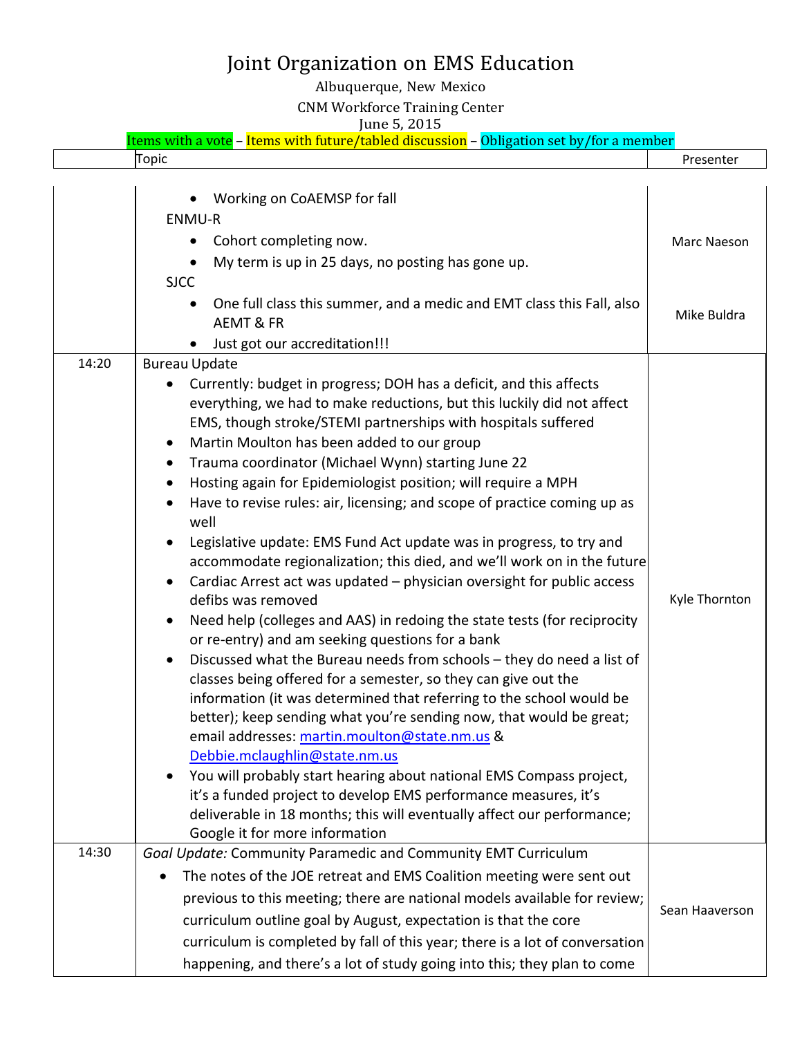# Joint Organization on EMS Education

Albuquerque, New Mexico

CNM Workforce Training Center

June 5, 2015

Items with a vote – Items with future/tabled discussion – Obligation set by/for a member

| | Topic | Presenter |
|---|---|---|
| | • Working on CoAEMSP for fall<br>ENMU-R<br>• Cohort completing now.<br>• My term is up in 25 days, no posting has gone up.<br>SJCC<br>• One full class this summer, and a medic and EMT class this Fall, also AEMT & FR<br>• Just got our accreditation!!! | Marc Naeson<br><br>Mike Buldra |
| 14:20 | Bureau Update<br>• Currently: budget in progress; DOH has a deficit, and this affects everything, we had to make reductions, but this luckily did not affect EMS, though stroke/STEMI partnerships with hospitals suffered<br>• Martin Moulton has been added to our group<br>• Trauma coordinator (Michael Wynn) starting June 22<br>• Hosting again for Epidemiologist position; will require a MPH<br>• Have to revise rules: air, licensing; and scope of practice coming up as well<br>• Legislative update: EMS Fund Act update was in progress, to try and accommodate regionalization; this died, and we'll work on in the future<br>• Cardiac Arrest act was updated – physician oversight for public access defibs was removed<br>• Need help (colleges and AAS) in redoing the state tests (for reciprocity or re-entry) and am seeking questions for a bank<br>• Discussed what the Bureau needs from schools – they do need a list of classes being offered for a semester, so they can give out the information (it was determined that referring to the school would be better); keep sending what you're sending now, that would be great; email addresses: martin.moulton@state.nm.us & Debbie.mclaughlin@state.nm.us<br>• You will probably start hearing about national EMS Compass project, it's a funded project to develop EMS performance measures, it's deliverable in 18 months; this will eventually affect our performance; Google it for more information | Kyle Thornton |
| 14:30 | *Goal Update:* Community Paramedic and Community EMT Curriculum<br>• The notes of the JOE retreat and EMS Coalition meeting were sent out previous to this meeting; there are national models available for review; curriculum outline goal by August, expectation is that the core curriculum is completed by fall of this year; there is a lot of conversation happening, and there's a lot of study going into this; they plan to come | Sean Haaverson |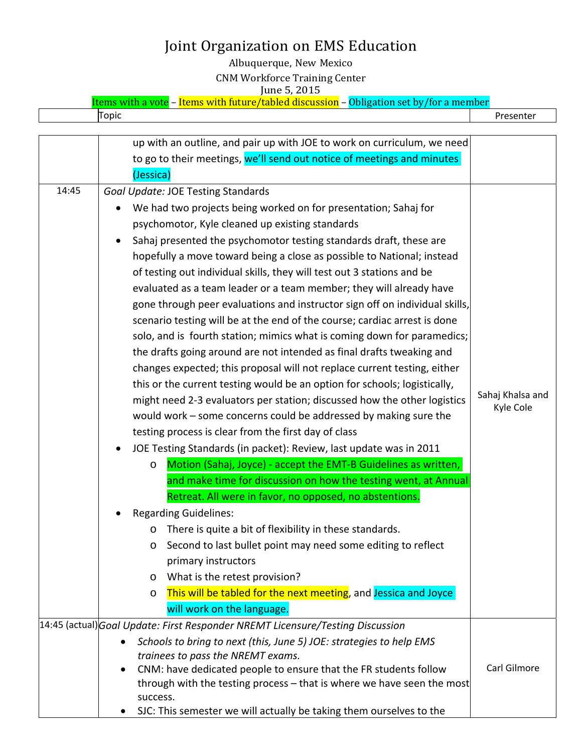# Joint Organization on EMS Education

Albuquerque, New Mexico

CNM Workforce Training Center

June 5, 2015

Items with a vote – Items with future/tabled discussion – Obligation set by/for a member

| | Topic | Presenter |
|---|---|---|
| | up with an outline, and pair up with JOE to work on curriculum, we need to go to their meetings, we'll send out notice of meetings and minutes (Jessica) | |
| 14:45 | *Goal Update:* JOE Testing Standards<br>• We had two projects being worked on for presentation; Sahaj for psychomotor, Kyle cleaned up existing standards<br>• Sahaj presented the psychomotor testing standards draft, these are hopefully a move toward being a close as possible to National; instead of testing out individual skills, they will test out 3 stations and be evaluated as a team leader or a team member; they will already have gone through peer evaluations and instructor sign off on individual skills, scenario testing will be at the end of the course; cardiac arrest is done solo, and is fourth station; mimics what is coming down for paramedics; the drafts going around are not intended as final drafts tweaking and changes expected; this proposal will not replace current testing, either this or the current testing would be an option for schools; logistically, might need 2-3 evaluators per station; discussed how the other logistics would work – some concerns could be addressed by making sure the testing process is clear from the first day of class<br>• JOE Testing Standards (in packet): Review, last update was in 2011<br>&nbsp;&nbsp;&nbsp;&nbsp;o Motion (Sahaj, Joyce) - accept the EMT-B Guidelines as written, and make time for discussion on how the testing went, at Annual Retreat. All were in favor, no opposed, no abstentions.<br>• Regarding Guidelines:<br>&nbsp;&nbsp;&nbsp;&nbsp;o There is quite a bit of flexibility in these standards.<br>&nbsp;&nbsp;&nbsp;&nbsp;o Second to last bullet point may need some editing to reflect primary instructors<br>&nbsp;&nbsp;&nbsp;&nbsp;o What is the retest provision?<br>&nbsp;&nbsp;&nbsp;&nbsp;o This will be tabled for the next meeting, and Jessica and Joyce will work on the language. | Sahaj Khalsa and Kyle Cole |
| 14:45 (actual) | *Goal Update: First Responder NREMT Licensure/Testing Discussion*<br>• *Schools to bring to next (this, June 5) JOE: strategies to help EMS trainees to pass the NREMT exams.*<br>• CNM: have dedicated people to ensure that the FR students follow through with the testing process – that is where we have seen the most success.<br>• SJC: This semester we will actually be taking them ourselves to the | Carl Gilmore |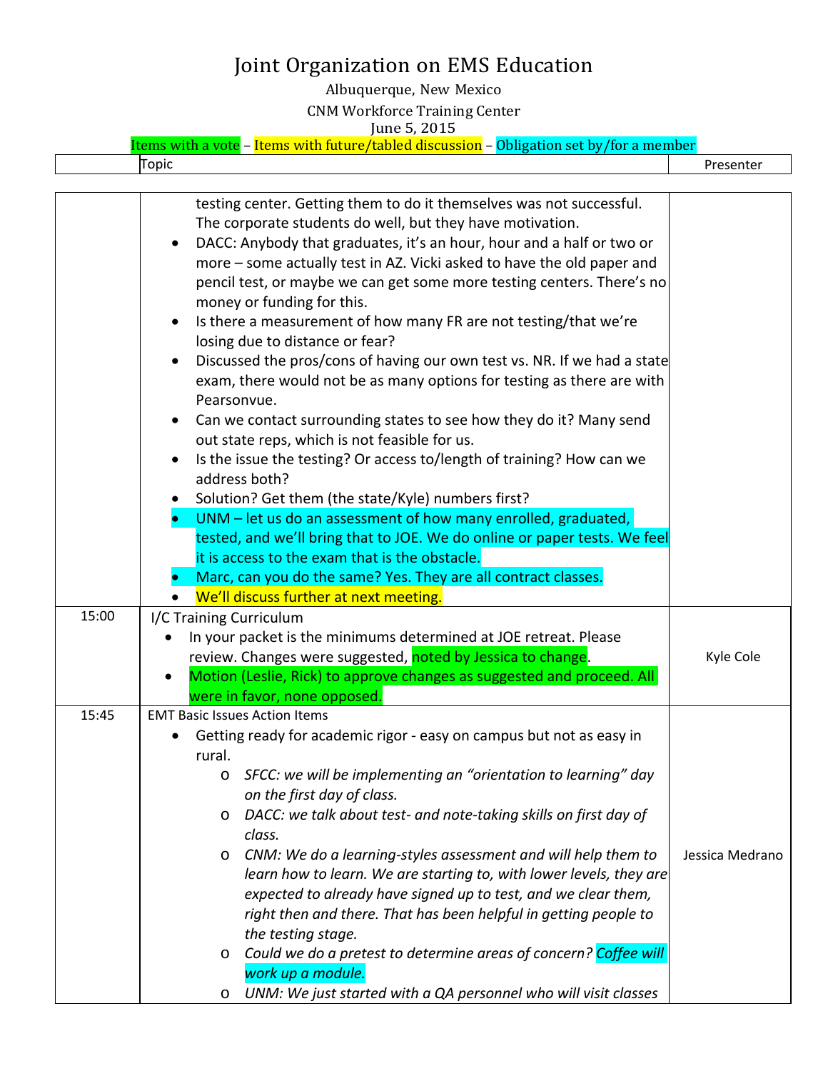# Joint Organization on EMS Education

Albuquerque, New Mexico

CNM Workforce Training Center

June 5, 2015

Items with a vote – Items with future/tabled discussion – Obligation set by/for a member

| | Topic | Presenter |
|---|---|---|
| | testing center. Getting them to do it themselves was not successful. The corporate students do well, but they have motivation.<br>• DACC: Anybody that graduates, it's an hour, hour and a half or two or more – some actually test in AZ. Vicki asked to have the old paper and pencil test, or maybe we can get some more testing centers. There's no money or funding for this.<br>• Is there a measurement of how many FR are not testing/that we're losing due to distance or fear?<br>• Discussed the pros/cons of having our own test vs. NR. If we had a state exam, there would not be as many options for testing as there are with Pearsonvue.<br>• Can we contact surrounding states to see how they do it? Many send out state reps, which is not feasible for us.<br>• Is the issue the testing? Or access to/length of training? How can we address both?<br>• Solution? Get them (the state/Kyle) numbers first?<br>• UNM – let us do an assessment of how many enrolled, graduated, tested, and we'll bring that to JOE. We do online or paper tests. We feel it is access to the exam that is the obstacle.<br>• Marc, can you do the same? Yes. They are all contract classes.<br>• We'll discuss further at next meeting. | |
| 15:00 | I/C Training Curriculum<br>• In your packet is the minimums determined at JOE retreat. Please review. Changes were suggested, noted by Jessica to change.<br>• Motion (Leslie, Rick) to approve changes as suggested and proceed. All were in favor, none opposed. | Kyle Cole |
| 15:45 | EMT Basic Issues Action Items<br>• Getting ready for academic rigor - easy on campus but not as easy in rural.<br>  o *SFCC: we will be implementing an "orientation to learning" day on the first day of class.*<br>  o *DACC: we talk about test- and note-taking skills on first day of class.*<br>  o *CNM: We do a learning-styles assessment and will help them to learn how to learn. We are starting to, with lower levels, they are expected to already have signed up to test, and we clear them, right then and there. That has been helpful in getting people to the testing stage.*<br>  o *Could we do a pretest to determine areas of concern? Coffee will work up a module.*<br>  o *UNM: We just started with a QA personnel who will visit classes* | Jessica Medrano |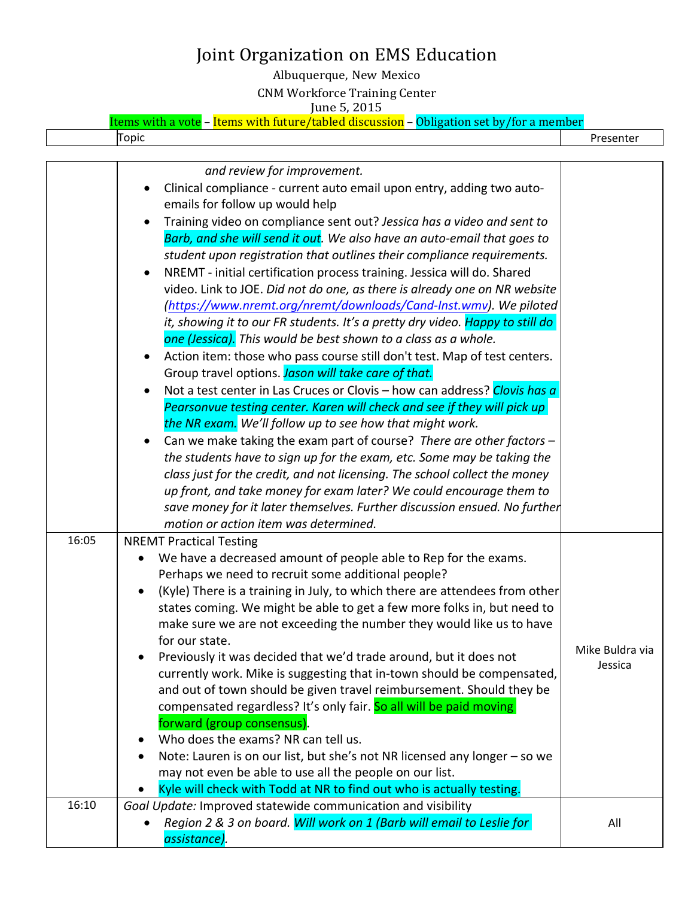# Joint Organization on EMS Education

Albuquerque, New Mexico

CNM Workforce Training Center

June 5, 2015

Items with a vote – Items with future/tabled discussion – Obligation set by/for a member

| | Topic | Presenter |
|---|---|---|
| | *and review for improvement.*<br>• Clinical compliance - current auto email upon entry, adding two auto-emails for follow up would help<br>• Training video on compliance sent out? *Jessica has a video and sent to Barb, and she will send it out. We also have an auto-email that goes to student upon registration that outlines their compliance requirements.*<br>• NREMT - initial certification process training. Jessica will do. Shared video. Link to JOE. *Did not do one, as there is already one on NR website (https://www.nremt.org/nremt/downloads/Cand-Inst.wmv). We piloted it, showing it to our FR students. It's a pretty dry video. Happy to still do one (Jessica). This would be best shown to a class as a whole.*<br>• Action item: those who pass course still don't test. Map of test centers. Group travel options. *Jason will take care of that.*<br>• Not a test center in Las Cruces or Clovis – how can address? *Clovis has a Pearsonvue testing center. Karen will check and see if they will pick up the NR exam. We'll follow up to see how that might work.*<br>• Can we make taking the exam part of course? *There are other factors – the students have to sign up for the exam, etc. Some may be taking the class just for the credit, and not licensing. The school collect the money up front, and take money for exam later? We could encourage them to save money for it later themselves. Further discussion ensued. No further motion or action item was determined.* | |
| 16:05 | NREMT Practical Testing<br>• We have a decreased amount of people able to Rep for the exams. Perhaps we need to recruit some additional people?<br>• (Kyle) There is a training in July, to which there are attendees from other states coming. We might be able to get a few more folks in, but need to make sure we are not exceeding the number they would like us to have for our state.<br>• Previously it was decided that we'd trade around, but it does not currently work. Mike is suggesting that in-town should be compensated, and out of town should be given travel reimbursement. Should they be compensated regardless? It's only fair. So all will be paid moving forward (group consensus).<br>• Who does the exams? NR can tell us.<br>• Note: Lauren is on our list, but she's not NR licensed any longer – so we may not even be able to use all the people on our list.<br>• Kyle will check with Todd at NR to find out who is actually testing. | Mike Buldra via Jessica |
| 16:10 | *Goal Update:* Improved statewide communication and visibility<br>• *Region 2 & 3 on board. Will work on 1 (Barb will email to Leslie for assistance).* | All |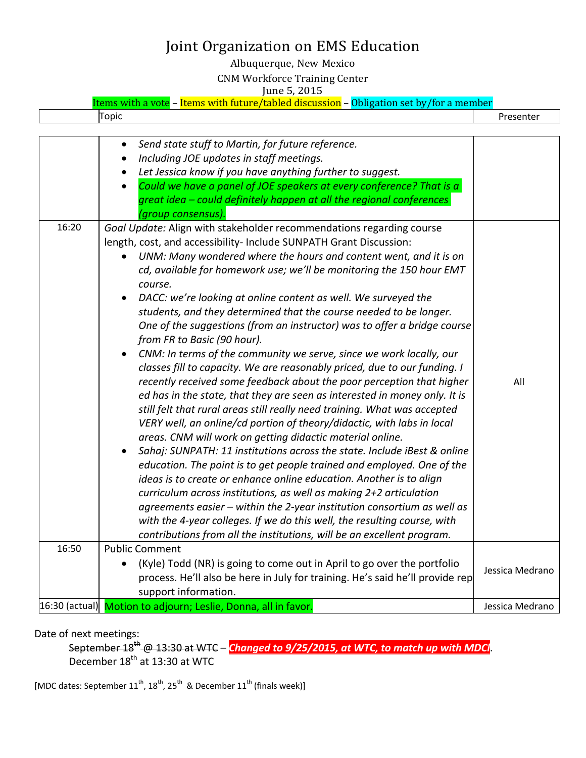# Joint Organization on EMS Education

Albuquerque, New Mexico

CNM Workforce Training Center

June 5, 2015

Items with a vote – Items with future/tabled discussion – Obligation set by/for a member

| | Topic | Presenter |
|---|---|---|
| | • *Send state stuff to Martin, for future reference.*<br>• *Including JOE updates in staff meetings.*<br>• *Let Jessica know if you have anything further to suggest.*<br>• *Could we have a panel of JOE speakers at every conference? That is a great idea – could definitely happen at all the regional conferences (group consensus).* | |
| 16:20 | *Goal Update:* Align with stakeholder recommendations regarding course length, cost, and accessibility- Include SUNPATH Grant Discussion:<br>• *UNM: Many wondered where the hours and content went, and it is on cd, available for homework use; we'll be monitoring the 150 hour EMT course.*<br>• *DACC: we're looking at online content as well. We surveyed the students, and they determined that the course needed to be longer. One of the suggestions (from an instructor) was to offer a bridge course from FR to Basic (90 hour).*<br>• *CNM: In terms of the community we serve, since we work locally, our classes fill to capacity. We are reasonably priced, due to our funding. I recently received some feedback about the poor perception that higher ed has in the state, that they are seen as interested in money only. It is still felt that rural areas still really need training. What was accepted VERY well, an online/cd portion of theory/didactic, with labs in local areas. CNM will work on getting didactic material online.*<br>• *Sahaj: SUNPATH: 11 institutions across the state. Include iBest & online education. The point is to get people trained and employed. One of the ideas is to create or enhance online education. Another is to align curriculum across institutions, as well as making 2+2 articulation agreements easier – within the 2-year institution consortium as well as with the 4-year colleges. If we do this well, the resulting course, with contributions from all the institutions, will be an excellent program.* | All |
| 16:50 | Public Comment<br>• (Kyle) Todd (NR) is going to come out in April to go over the portfolio process. He'll also be here in July for training. He's said he'll provide rep support information. | Jessica Medrano |
| 16:30 (actual) | Motion to adjourn; Leslie, Donna, all in favor. | Jessica Medrano |

Date of next meetings:

~~September 18th @ 13:30 at WTC~~ – ***Changed to 9/25/2015, at WTC, to match up with MDC!***

December 18th at 13:30 at WTC

[MDC dates: September ~~11th~~, ~~18th~~, 25th & December 11th (finals week)]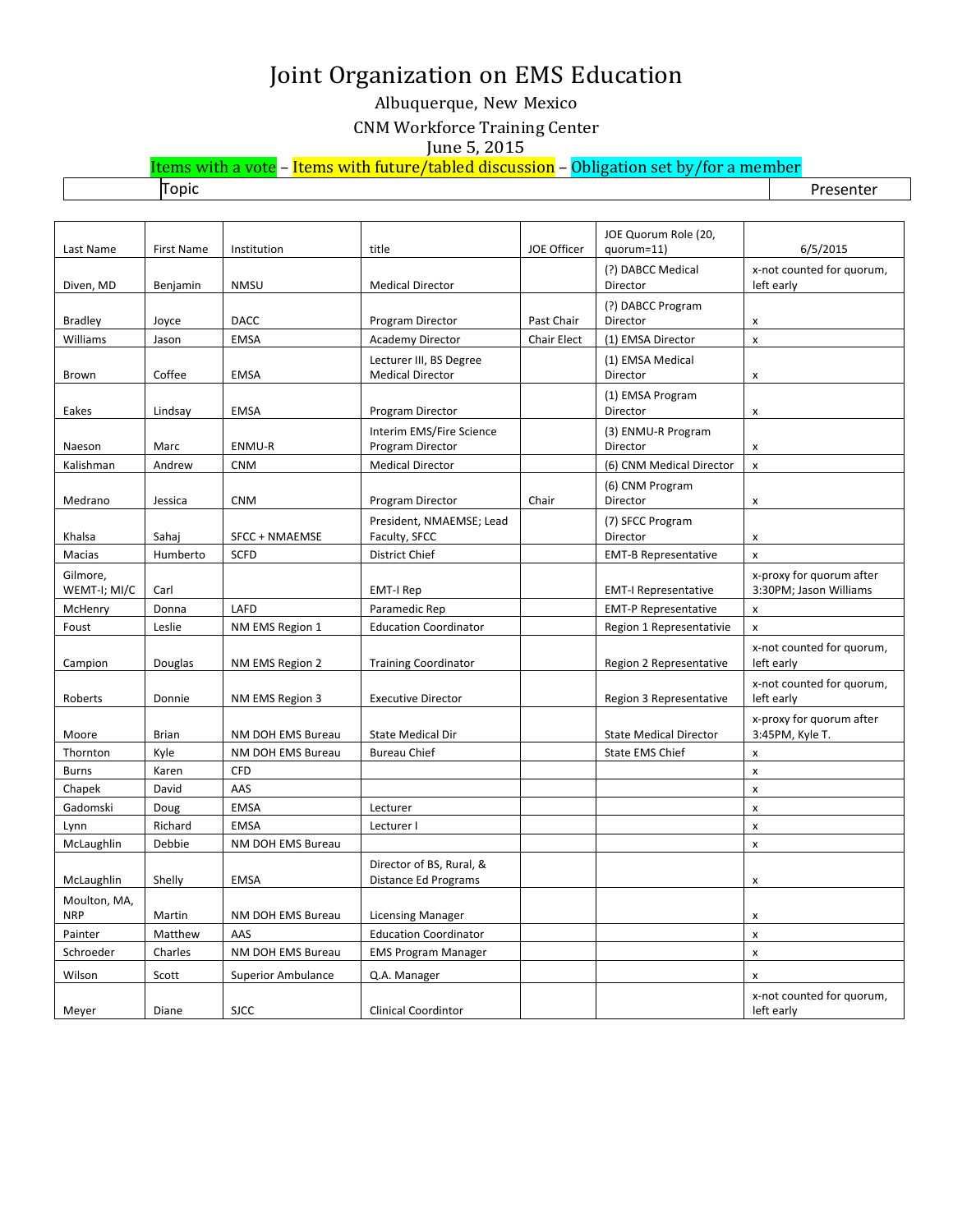# Joint Organization on EMS Education

Albuquerque, New Mexico

CNM Workforce Training Center

June 5, 2015

Items with a vote – Items with future/tabled discussion – Obligation set by/for a member

| Topic | Presenter |
|---|---|

| Last Name | First Name | Institution | title | JOE Officer | JOE Quorum Role (20, quorum=11) | 6/5/2015 |
|---|---|---|---|---|---|---|
| Diven, MD | Benjamin | NMSU | Medical Director | | (?) DABCC Medical Director | x-not counted for quorum, left early |
| Bradley | Joyce | DACC | Program Director | Past Chair | (?) DABCC Program Director | x |
| Williams | Jason | EMSA | Academy Director | Chair Elect | (1) EMSA Director | x |
| Brown | Coffee | EMSA | Lecturer III, BS Degree Medical Director | | (1) EMSA Medical Director | x |
| Eakes | Lindsay | EMSA | Program Director | | (1) EMSA Program Director | x |
| Naeson | Marc | ENMU-R | Interim EMS/Fire Science Program Director | | (3) ENMU-R Program Director | x |
| Kalishman | Andrew | CNM | Medical Director | | (6) CNM Medical Director | x |
| Medrano | Jessica | CNM | Program Director | Chair | (6) CNM Program Director | x |
| Khalsa | Sahaj | SFCC + NMAEMSE | President, NMAEMSE; Lead Faculty, SFCC | | (7) SFCC Program Director | x |
| Macias | Humberto | SCFD | District Chief | | EMT-B Representative | x |
| Gilmore, WEMT-I; MI/C | Carl | | EMT-I Rep | | EMT-I Representative | x-proxy for quorum after 3:30PM; Jason Williams |
| McHenry | Donna | LAFD | Paramedic Rep | | EMT-P Representative | x |
| Foust | Leslie | NM EMS Region 1 | Education Coordinator | | Region 1 Representativie | x |
| Campion | Douglas | NM EMS Region 2 | Training Coordinator | | Region 2 Representative | x-not counted for quorum, left early |
| Roberts | Donnie | NM EMS Region 3 | Executive Director | | Region 3 Representative | x-not counted for quorum, left early |
| Moore | Brian | NM DOH EMS Bureau | State Medical Dir | | State Medical Director | x-proxy for quorum after 3:45PM, Kyle T. |
| Thornton | Kyle | NM DOH EMS Bureau | Bureau Chief | | State EMS Chief | x |
| Burns | Karen | CFD | | | | x |
| Chapek | David | AAS | | | | x |
| Gadomski | Doug | EMSA | Lecturer | | | x |
| Lynn | Richard | EMSA | Lecturer I | | | x |
| McLaughlin | Debbie | NM DOH EMS Bureau | | | | x |
| McLaughlin | Shelly | EMSA | Director of BS, Rural, & Distance Ed Programs | | | x |
| Moulton, MA, NRP | Martin | NM DOH EMS Bureau | Licensing Manager | | | x |
| Painter | Matthew | AAS | Education Coordinator | | | x |
| Schroeder | Charles | NM DOH EMS Bureau | EMS Program Manager | | | x |
| Wilson | Scott | Superior Ambulance | Q.A. Manager | | | x |
| Meyer | Diane | SJCC | Clinical Coordintor | | | x-not counted for quorum, left early |